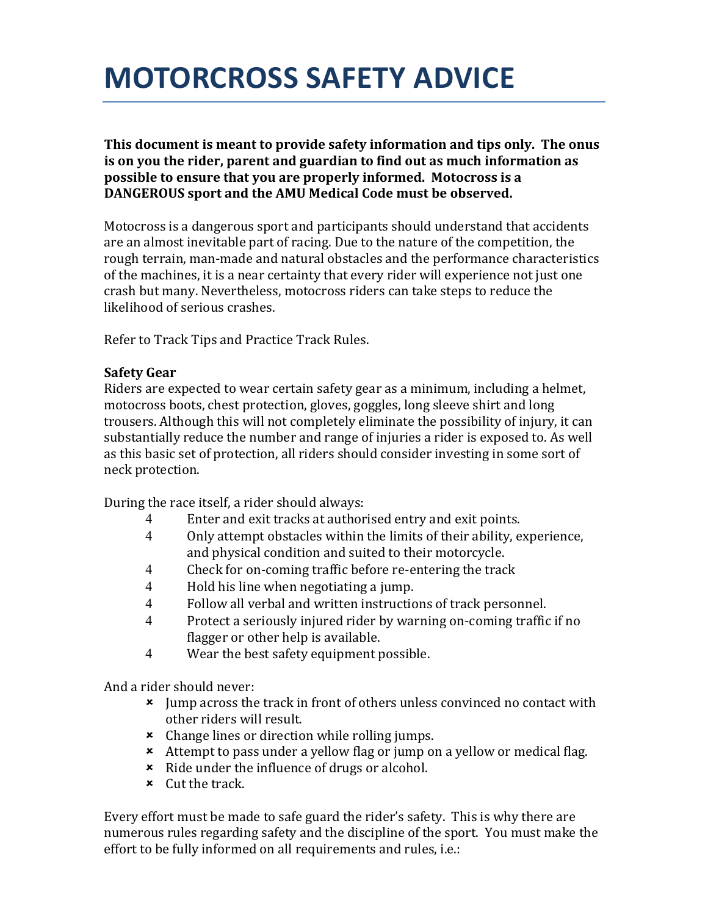# MOTORCROSS SAFETY ADVICE

**This document is meant to provide safety information and tips only. The onus is on you the rider, parent and guardian to find out as much information as possible to ensure that you are properly informed. Motocross is a DANGEROUS sport and the AMU Medical Code must be observed.**

Motocross is a dangerous sport and participants should understand that accidents are an almost inevitable part of racing. Due to the nature of the competition, the rough terrain, man-made and natural obstacles and the performance characteristics of the machines, it is a near certainty that every rider will experience not just one crash but many. Nevertheless, motocross riders can take steps to reduce the likelihood of serious crashes.

Refer to Track Tips and Practice Track Rules.

**Safety Gear**

Riders are expected to wear certain safety gear as a minimum, including a helmet, motocross boots, chest protection, gloves, goggles, long sleeve shirt and long trousers. Although this will not completely eliminate the possibility of injury, it can substantially reduce the number and range of injuries a rider is exposed to. As well as this basic set of protection, all riders should consider investing in some sort of neck protection.

During the race itself, a rider should always:

- 4 Enter and exit tracks at authorised entry and exit points.
- 4 Only attempt obstacles within the limits of their ability, experience, and physical condition and suited to their motorcycle.
- 4 Check for on-coming traffic before re-entering the track
- 4 Hold his line when negotiating a jump.
- 4 Follow all verbal and written instructions of track personnel.
- 4 Protect a seriously injured rider by warning on-coming traffic if no flagger or other help is available.
- 4 Wear the best safety equipment possible.

And a rider should never:

- ✖ Jump across the track in front of others unless convinced no contact with other riders will result.
- ✖ Change lines or direction while rolling jumps.
- ✖ Attempt to pass under a yellow flag or jump on a yellow or medical flag.
- ✖ Ride under the influence of drugs or alcohol.
- ✖ Cut the track.

Every effort must be made to safe guard the rider's safety. This is why there are numerous rules regarding safety and the discipline of the sport. You must make the effort to be fully informed on all requirements and rules, i.e.: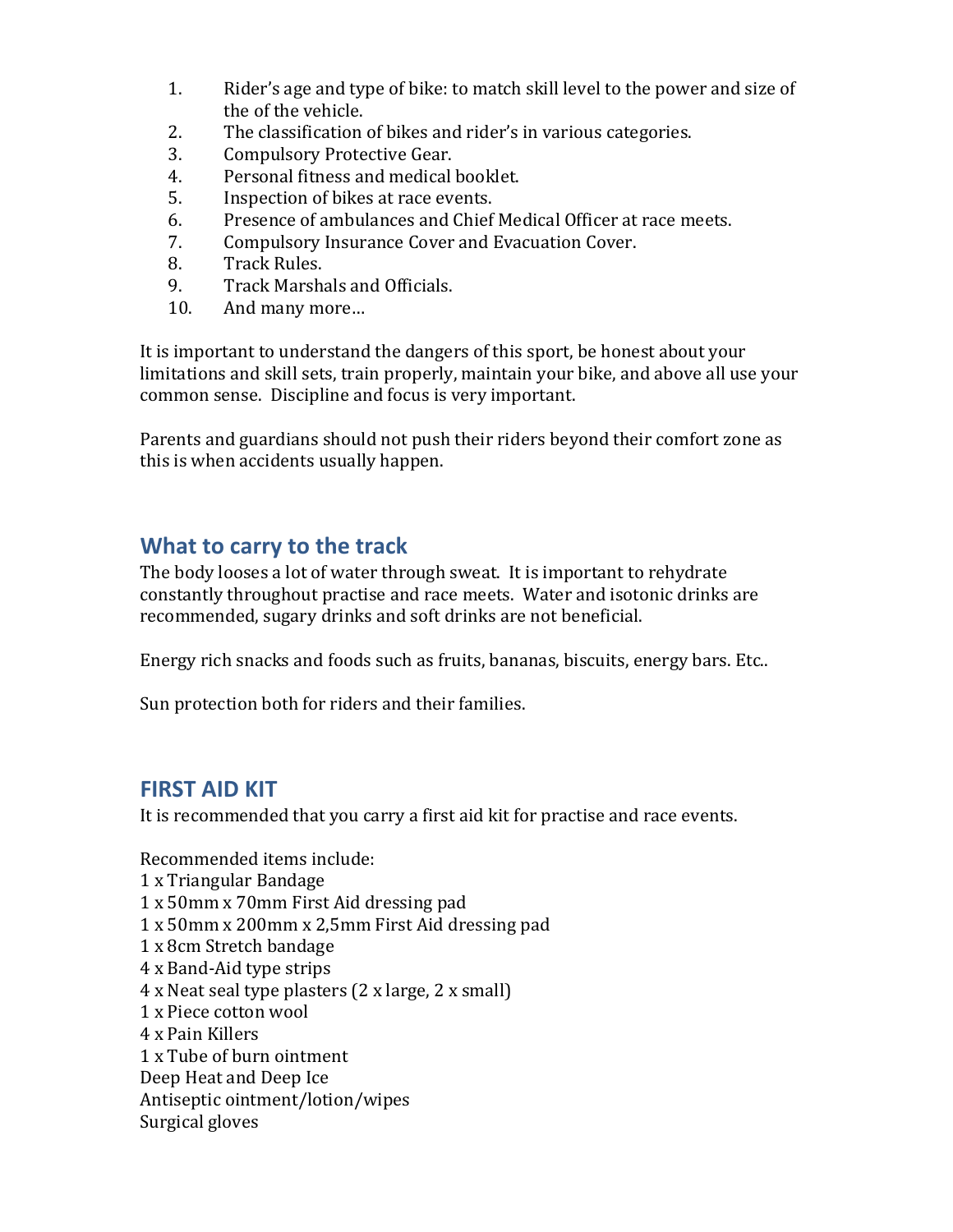1. Rider's age and type of bike: to match skill level to the power and size of the of the vehicle.
2. The classification of bikes and rider's in various categories.
3. Compulsory Protective Gear.
4. Personal fitness and medical booklet.
5. Inspection of bikes at race events.
6. Presence of ambulances and Chief Medical Officer at race meets.
7. Compulsory Insurance Cover and Evacuation Cover.
8. Track Rules.
9. Track Marshals and Officials.
10. And many more…

It is important to understand the dangers of this sport, be honest about your limitations and skill sets, train properly, maintain your bike, and above all use your common sense. Discipline and focus is very important.

Parents and guardians should not push their riders beyond their comfort zone as this is when accidents usually happen.

## What to carry to the track

The body looses a lot of water through sweat. It is important to rehydrate constantly throughout practise and race meets. Water and isotonic drinks are recommended, sugary drinks and soft drinks are not beneficial.

Energy rich snacks and foods such as fruits, bananas, biscuits, energy bars. Etc..

Sun protection both for riders and their families.

## FIRST AID KIT

It is recommended that you carry a first aid kit for practise and race events.

Recommended items include:
1 x Triangular Bandage
1 x 50mm x 70mm First Aid dressing pad
1 x 50mm x 200mm x 2,5mm First Aid dressing pad
1 x 8cm Stretch bandage
4 x Band-Aid type strips
4 x Neat seal type plasters (2 x large, 2 x small)
1 x Piece cotton wool
4 x Pain Killers
1 x Tube of burn ointment
Deep Heat and Deep Ice
Antiseptic ointment/lotion/wipes
Surgical gloves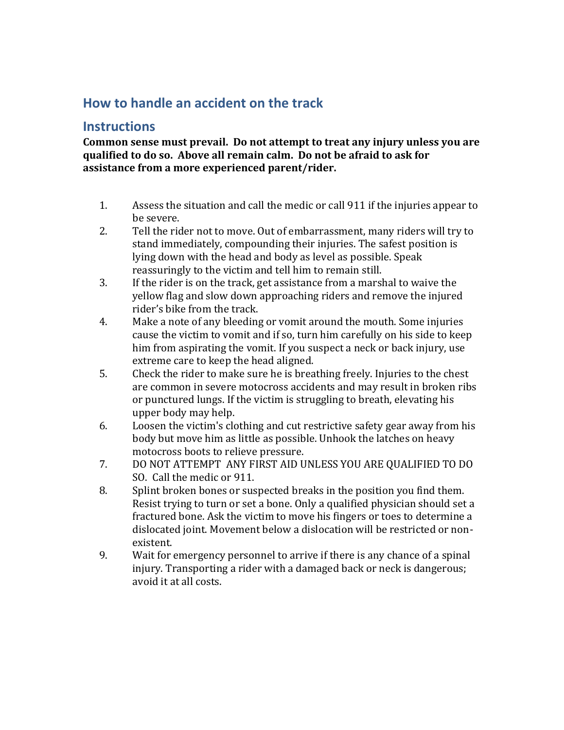## How to handle an accident on the track

## Instructions

**Common sense must prevail. Do not attempt to treat any injury unless you are qualified to do so. Above all remain calm. Do not be afraid to ask for assistance from a more experienced parent/rider.**

1. Assess the situation and call the medic or call 911 if the injuries appear to be severe.
2. Tell the rider not to move. Out of embarrassment, many riders will try to stand immediately, compounding their injuries. The safest position is lying down with the head and body as level as possible. Speak reassuringly to the victim and tell him to remain still.
3. If the rider is on the track, get assistance from a marshal to waive the yellow flag and slow down approaching riders and remove the injured rider's bike from the track.
4. Make a note of any bleeding or vomit around the mouth. Some injuries cause the victim to vomit and if so, turn him carefully on his side to keep him from aspirating the vomit. If you suspect a neck or back injury, use extreme care to keep the head aligned.
5. Check the rider to make sure he is breathing freely. Injuries to the chest are common in severe motocross accidents and may result in broken ribs or punctured lungs. If the victim is struggling to breath, elevating his upper body may help.
6. Loosen the victim's clothing and cut restrictive safety gear away from his body but move him as little as possible. Unhook the latches on heavy motocross boots to relieve pressure.
7. DO NOT ATTEMPT ANY FIRST AID UNLESS YOU ARE QUALIFIED TO DO SO. Call the medic or 911.
8. Splint broken bones or suspected breaks in the position you find them. Resist trying to turn or set a bone. Only a qualified physician should set a fractured bone. Ask the victim to move his fingers or toes to determine a dislocated joint. Movement below a dislocation will be restricted or non-existent.
9. Wait for emergency personnel to arrive if there is any chance of a spinal injury. Transporting a rider with a damaged back or neck is dangerous; avoid it at all costs.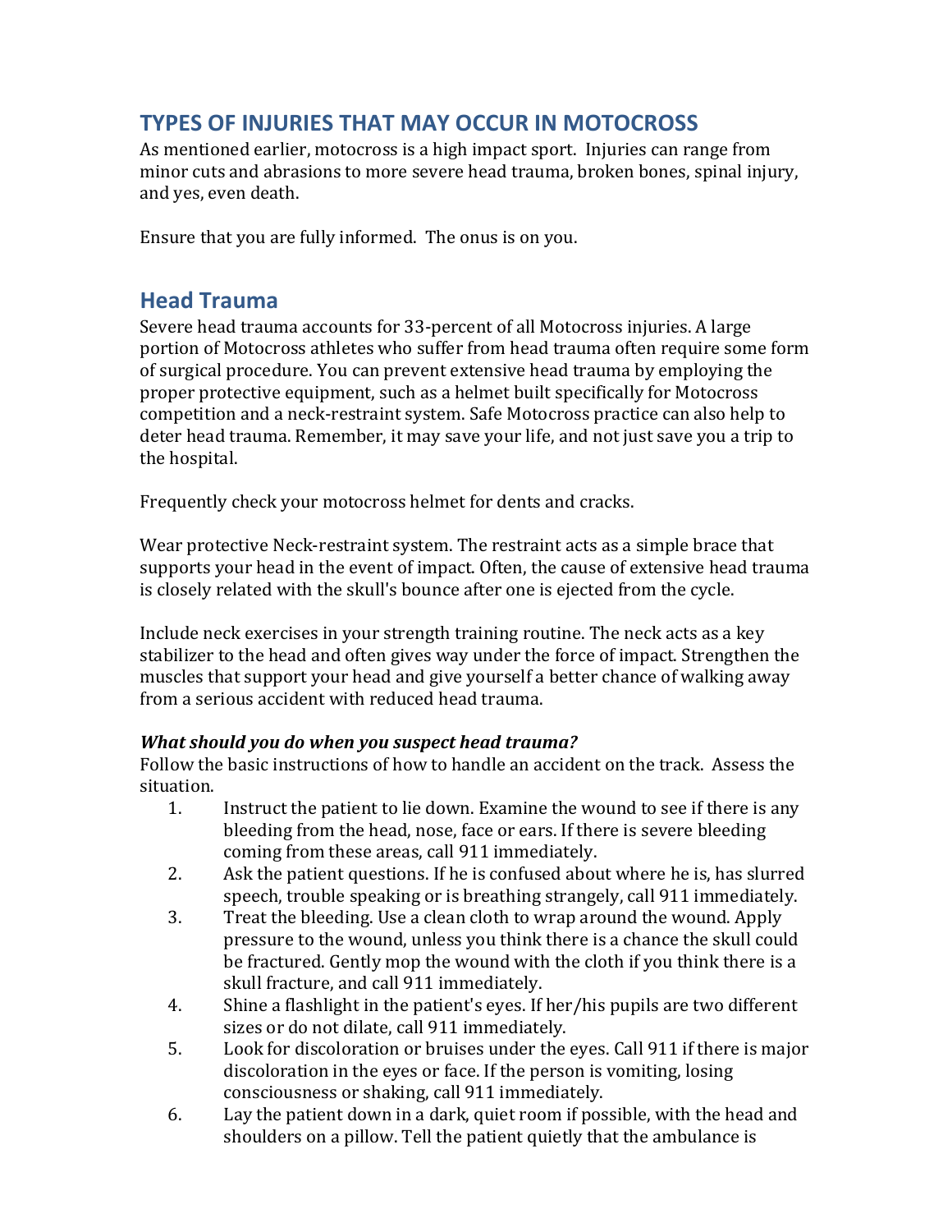## TYPES OF INJURIES THAT MAY OCCUR IN MOTOCROSS

As mentioned earlier, motocross is a high impact sport. Injuries can range from minor cuts and abrasions to more severe head trauma, broken bones, spinal injury, and yes, even death.

Ensure that you are fully informed. The onus is on you.

## Head Trauma

Severe head trauma accounts for 33-percent of all Motocross injuries. A large portion of Motocross athletes who suffer from head trauma often require some form of surgical procedure. You can prevent extensive head trauma by employing the proper protective equipment, such as a helmet built specifically for Motocross competition and a neck-restraint system. Safe Motocross practice can also help to deter head trauma. Remember, it may save your life, and not just save you a trip to the hospital.

Frequently check your motocross helmet for dents and cracks.

Wear protective Neck-restraint system. The restraint acts as a simple brace that supports your head in the event of impact. Often, the cause of extensive head trauma is closely related with the skull's bounce after one is ejected from the cycle.

Include neck exercises in your strength training routine. The neck acts as a key stabilizer to the head and often gives way under the force of impact. Strengthen the muscles that support your head and give yourself a better chance of walking away from a serious accident with reduced head trauma.

***What should you do when you suspect head trauma?***

Follow the basic instructions of how to handle an accident on the track. Assess the situation.

1. Instruct the patient to lie down. Examine the wound to see if there is any bleeding from the head, nose, face or ears. If there is severe bleeding coming from these areas, call 911 immediately.
2. Ask the patient questions. If he is confused about where he is, has slurred speech, trouble speaking or is breathing strangely, call 911 immediately.
3. Treat the bleeding. Use a clean cloth to wrap around the wound. Apply pressure to the wound, unless you think there is a chance the skull could be fractured. Gently mop the wound with the cloth if you think there is a skull fracture, and call 911 immediately.
4. Shine a flashlight in the patient's eyes. If her/his pupils are two different sizes or do not dilate, call 911 immediately.
5. Look for discoloration or bruises under the eyes. Call 911 if there is major discoloration in the eyes or face. If the person is vomiting, losing consciousness or shaking, call 911 immediately.
6. Lay the patient down in a dark, quiet room if possible, with the head and shoulders on a pillow. Tell the patient quietly that the ambulance is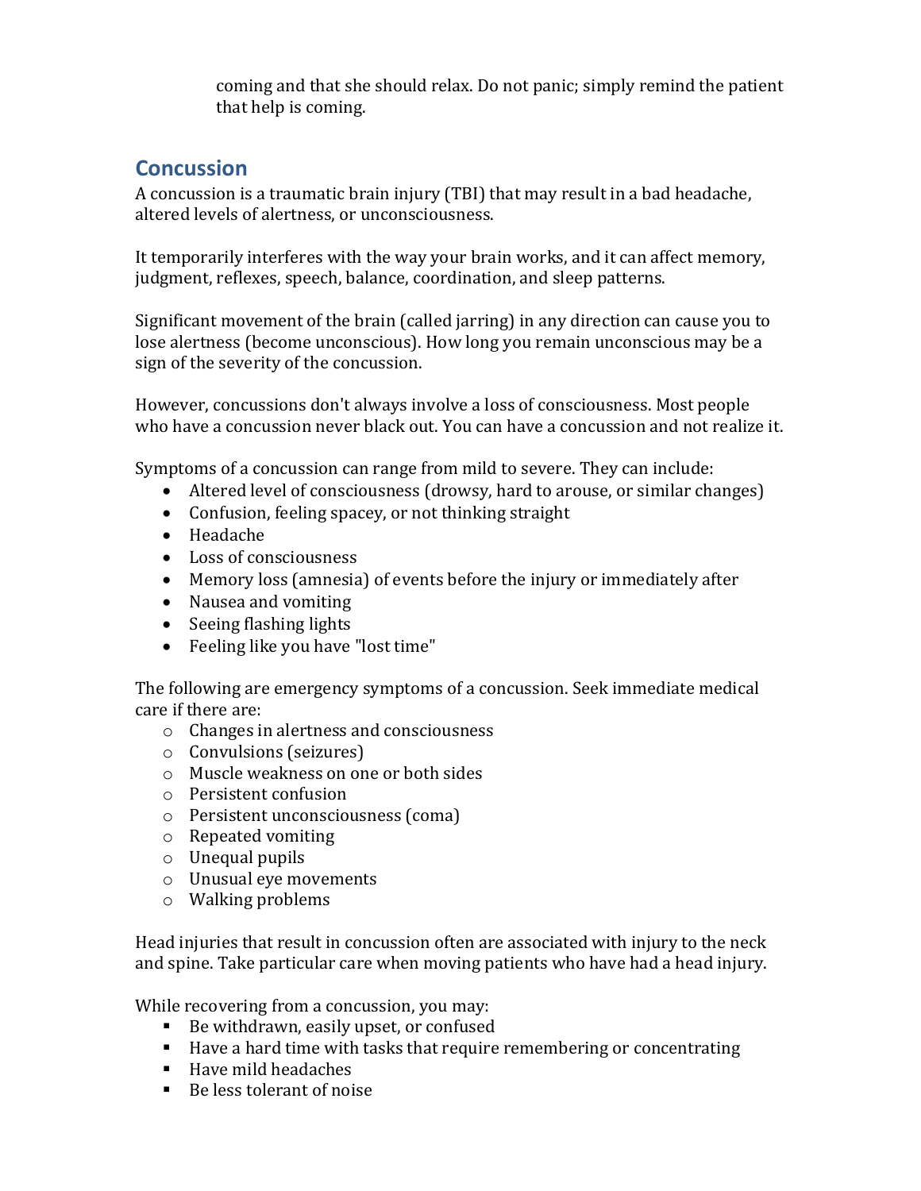coming and that she should relax. Do not panic; simply remind the patient that help is coming.

## Concussion

A concussion is a traumatic brain injury (TBI) that may result in a bad headache, altered levels of alertness, or unconsciousness.

It temporarily interferes with the way your brain works, and it can affect memory, judgment, reflexes, speech, balance, coordination, and sleep patterns.

Significant movement of the brain (called jarring) in any direction can cause you to lose alertness (become unconscious). How long you remain unconscious may be a sign of the severity of the concussion.

However, concussions don't always involve a loss of consciousness. Most people who have a concussion never black out. You can have a concussion and not realize it.

Symptoms of a concussion can range from mild to severe. They can include:

- Altered level of consciousness (drowsy, hard to arouse, or similar changes)
- Confusion, feeling spacey, or not thinking straight
- Headache
- Loss of consciousness
- Memory loss (amnesia) of events before the injury or immediately after
- Nausea and vomiting
- Seeing flashing lights
- Feeling like you have "lost time"

The following are emergency symptoms of a concussion. Seek immediate medical care if there are:

- Changes in alertness and consciousness
- Convulsions (seizures)
- Muscle weakness on one or both sides
- Persistent confusion
- Persistent unconsciousness (coma)
- Repeated vomiting
- Unequal pupils
- Unusual eye movements
- Walking problems

Head injuries that result in concussion often are associated with injury to the neck and spine. Take particular care when moving patients who have had a head injury.

While recovering from a concussion, you may:

- Be withdrawn, easily upset, or confused
- Have a hard time with tasks that require remembering or concentrating
- Have mild headaches
- Be less tolerant of noise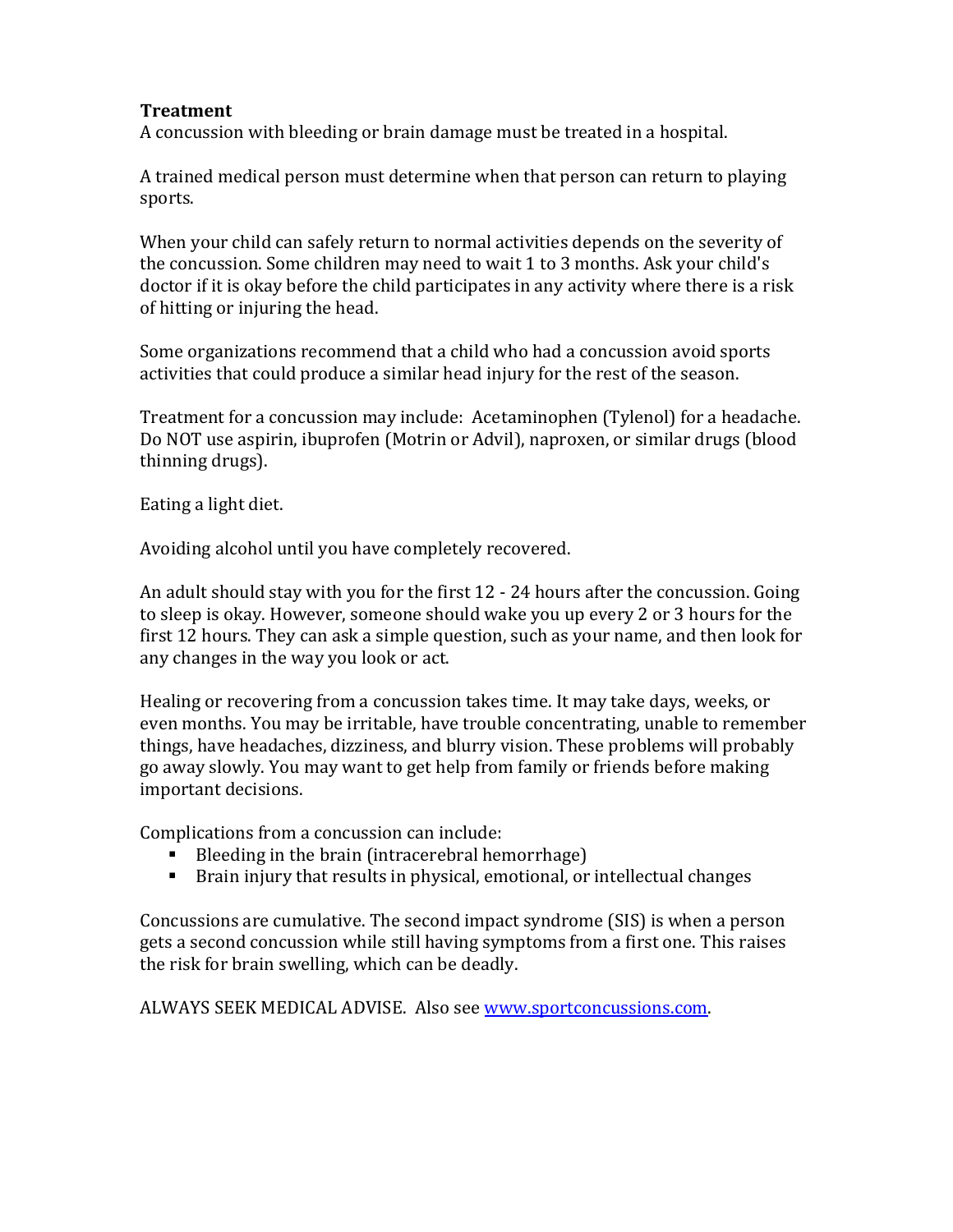**Treatment**

A concussion with bleeding or brain damage must be treated in a hospital.

A trained medical person must determine when that person can return to playing sports.

When your child can safely return to normal activities depends on the severity of the concussion. Some children may need to wait 1 to 3 months. Ask your child's doctor if it is okay before the child participates in any activity where there is a risk of hitting or injuring the head.

Some organizations recommend that a child who had a concussion avoid sports activities that could produce a similar head injury for the rest of the season.

Treatment for a concussion may include: Acetaminophen (Tylenol) for a headache. Do NOT use aspirin, ibuprofen (Motrin or Advil), naproxen, or similar drugs (blood thinning drugs).

Eating a light diet.

Avoiding alcohol until you have completely recovered.

An adult should stay with you for the first 12 - 24 hours after the concussion. Going to sleep is okay. However, someone should wake you up every 2 or 3 hours for the first 12 hours. They can ask a simple question, such as your name, and then look for any changes in the way you look or act.

Healing or recovering from a concussion takes time. It may take days, weeks, or even months. You may be irritable, have trouble concentrating, unable to remember things, have headaches, dizziness, and blurry vision. These problems will probably go away slowly. You may want to get help from family or friends before making important decisions.

Complications from a concussion can include:

- Bleeding in the brain (intracerebral hemorrhage)
- Brain injury that results in physical, emotional, or intellectual changes

Concussions are cumulative. The second impact syndrome (SIS) is when a person gets a second concussion while still having symptoms from a first one. This raises the risk for brain swelling, which can be deadly.

ALWAYS SEEK MEDICAL ADVISE. Also see [www.sportconcussions.com](www.sportconcussions.com).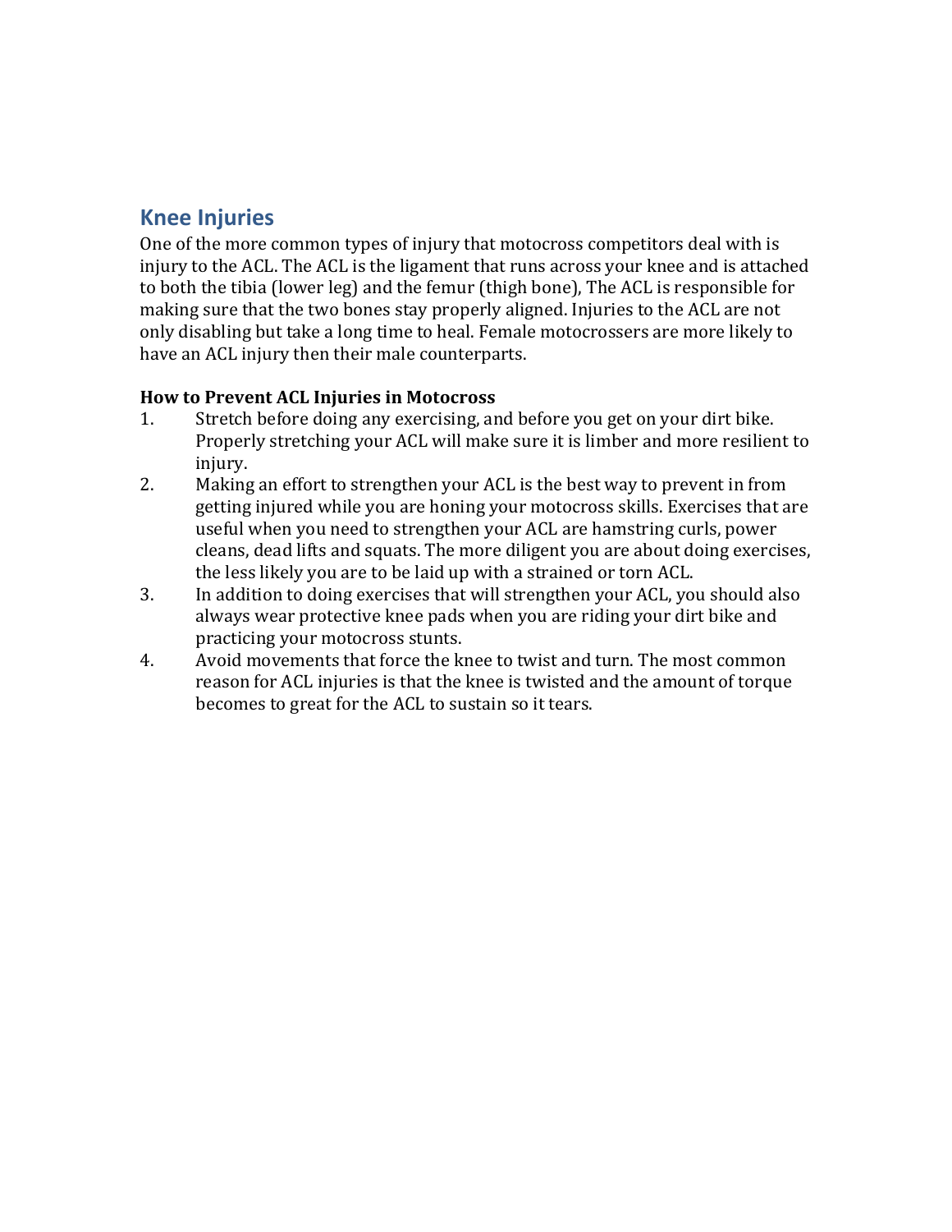## Knee Injuries

One of the more common types of injury that motocross competitors deal with is injury to the ACL. The ACL is the ligament that runs across your knee and is attached to both the tibia (lower leg) and the femur (thigh bone), The ACL is responsible for making sure that the two bones stay properly aligned. Injuries to the ACL are not only disabling but take a long time to heal. Female motocrossers are more likely to have an ACL injury then their male counterparts.

**How to Prevent ACL Injuries in Motocross**

1. Stretch before doing any exercising, and before you get on your dirt bike. Properly stretching your ACL will make sure it is limber and more resilient to injury.
2. Making an effort to strengthen your ACL is the best way to prevent in from getting injured while you are honing your motocross skills. Exercises that are useful when you need to strengthen your ACL are hamstring curls, power cleans, dead lifts and squats. The more diligent you are about doing exercises, the less likely you are to be laid up with a strained or torn ACL.
3. In addition to doing exercises that will strengthen your ACL, you should also always wear protective knee pads when you are riding your dirt bike and practicing your motocross stunts.
4. Avoid movements that force the knee to twist and turn. The most common reason for ACL injuries is that the knee is twisted and the amount of torque becomes to great for the ACL to sustain so it tears.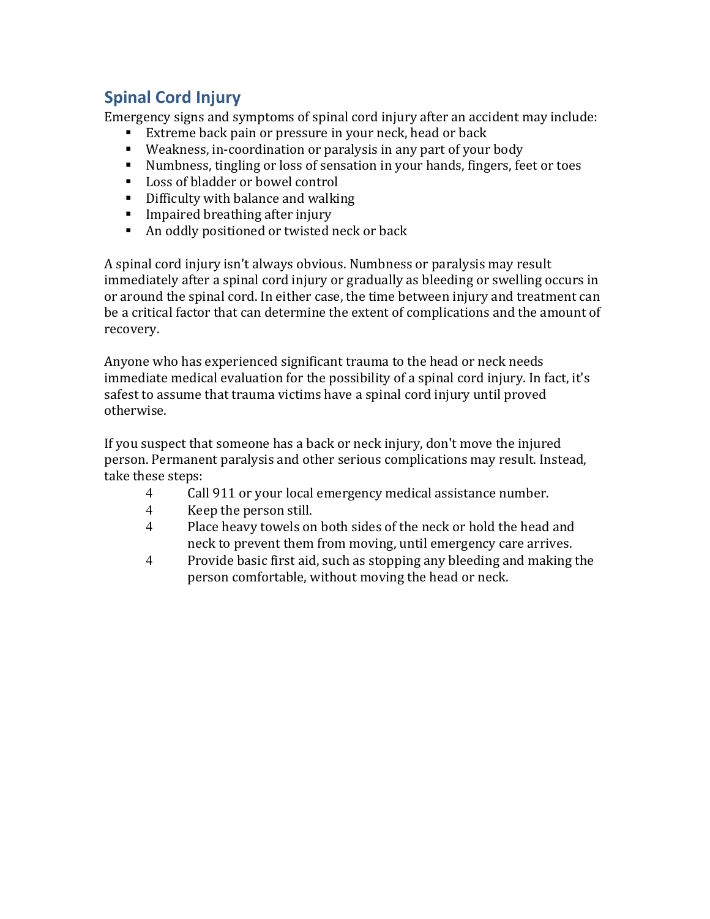## Spinal Cord Injury

Emergency signs and symptoms of spinal cord injury after an accident may include:

- Extreme back pain or pressure in your neck, head or back
- Weakness, in-coordination or paralysis in any part of your body
- Numbness, tingling or loss of sensation in your hands, fingers, feet or toes
- Loss of bladder or bowel control
- Difficulty with balance and walking
- Impaired breathing after injury
- An oddly positioned or twisted neck or back

A spinal cord injury isn't always obvious. Numbness or paralysis may result immediately after a spinal cord injury or gradually as bleeding or swelling occurs in or around the spinal cord. In either case, the time between injury and treatment can be a critical factor that can determine the extent of complications and the amount of recovery.

Anyone who has experienced significant trauma to the head or neck needs immediate medical evaluation for the possibility of a spinal cord injury. In fact, it's safest to assume that trauma victims have a spinal cord injury until proved otherwise.

If you suspect that someone has a back or neck injury, don't move the injured person. Permanent paralysis and other serious complications may result. Instead, take these steps:

- Call 911 or your local emergency medical assistance number.
- Keep the person still.
- Place heavy towels on both sides of the neck or hold the head and neck to prevent them from moving, until emergency care arrives.
- Provide basic first aid, such as stopping any bleeding and making the person comfortable, without moving the head or neck.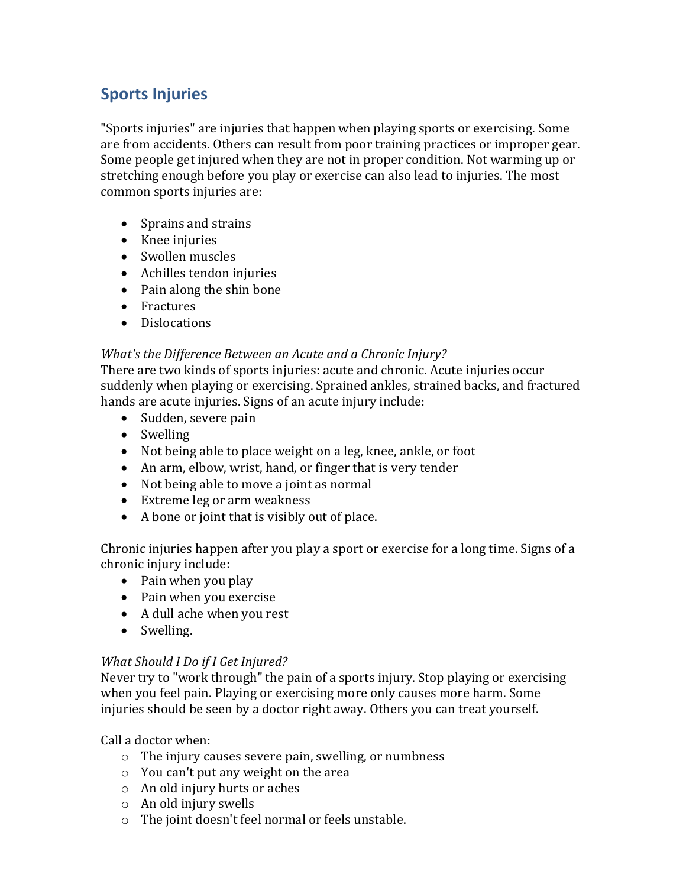## Sports Injuries

"Sports injuries" are injuries that happen when playing sports or exercising. Some are from accidents. Others can result from poor training practices or improper gear. Some people get injured when they are not in proper condition. Not warming up or stretching enough before you play or exercise can also lead to injuries. The most common sports injuries are:

- Sprains and strains
- Knee injuries
- Swollen muscles
- Achilles tendon injuries
- Pain along the shin bone
- Fractures
- Dislocations

*What's the Difference Between an Acute and a Chronic Injury?*
There are two kinds of sports injuries: acute and chronic. Acute injuries occur suddenly when playing or exercising. Sprained ankles, strained backs, and fractured hands are acute injuries. Signs of an acute injury include:

- Sudden, severe pain
- Swelling
- Not being able to place weight on a leg, knee, ankle, or foot
- An arm, elbow, wrist, hand, or finger that is very tender
- Not being able to move a joint as normal
- Extreme leg or arm weakness
- A bone or joint that is visibly out of place.

Chronic injuries happen after you play a sport or exercise for a long time. Signs of a chronic injury include:

- Pain when you play
- Pain when you exercise
- A dull ache when you rest
- Swelling.

*What Should I Do if I Get Injured?*
Never try to "work through" the pain of a sports injury. Stop playing or exercising when you feel pain. Playing or exercising more only causes more harm. Some injuries should be seen by a doctor right away. Others you can treat yourself.

Call a doctor when:

- The injury causes severe pain, swelling, or numbness
- You can't put any weight on the area
- An old injury hurts or aches
- An old injury swells
- The joint doesn't feel normal or feels unstable.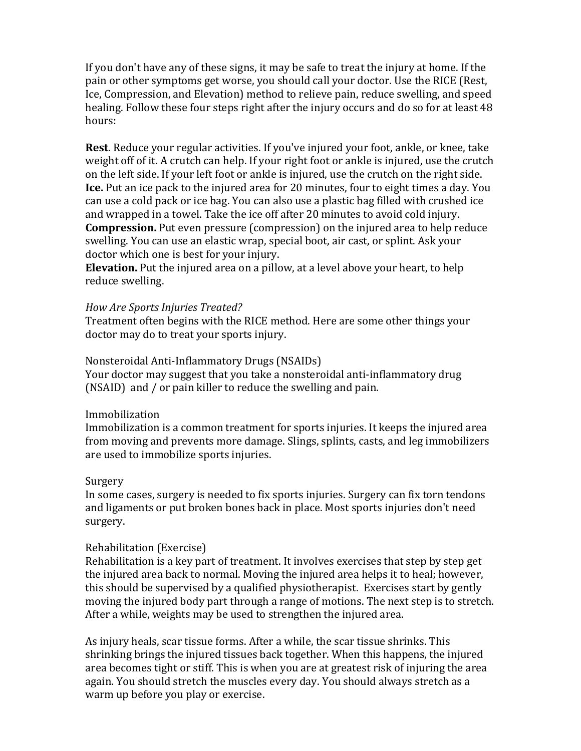If you don't have any of these signs, it may be safe to treat the injury at home. If the pain or other symptoms get worse, you should call your doctor. Use the RICE (Rest, Ice, Compression, and Elevation) method to relieve pain, reduce swelling, and speed healing. Follow these four steps right after the injury occurs and do so for at least 48 hours:

**Rest**. Reduce your regular activities. If you've injured your foot, ankle, or knee, take weight off of it. A crutch can help. If your right foot or ankle is injured, use the crutch on the left side. If your left foot or ankle is injured, use the crutch on the right side.
**Ice.** Put an ice pack to the injured area for 20 minutes, four to eight times a day. You can use a cold pack or ice bag. You can also use a plastic bag filled with crushed ice and wrapped in a towel. Take the ice off after 20 minutes to avoid cold injury.
**Compression.** Put even pressure (compression) on the injured area to help reduce swelling. You can use an elastic wrap, special boot, air cast, or splint. Ask your doctor which one is best for your injury.
**Elevation.** Put the injured area on a pillow, at a level above your heart, to help reduce swelling.

*How Are Sports Injuries Treated?*
Treatment often begins with the RICE method. Here are some other things your doctor may do to treat your sports injury.

Nonsteroidal Anti-Inflammatory Drugs (NSAIDs)
Your doctor may suggest that you take a nonsteroidal anti-inflammatory drug (NSAID) and / or pain killer to reduce the swelling and pain.

Immobilization
Immobilization is a common treatment for sports injuries. It keeps the injured area from moving and prevents more damage. Slings, splints, casts, and leg immobilizers are used to immobilize sports injuries.

Surgery
In some cases, surgery is needed to fix sports injuries. Surgery can fix torn tendons and ligaments or put broken bones back in place. Most sports injuries don't need surgery.

Rehabilitation (Exercise)
Rehabilitation is a key part of treatment. It involves exercises that step by step get the injured area back to normal. Moving the injured area helps it to heal; however, this should be supervised by a qualified physiotherapist. Exercises start by gently moving the injured body part through a range of motions. The next step is to stretch. After a while, weights may be used to strengthen the injured area.

As injury heals, scar tissue forms. After a while, the scar tissue shrinks. This shrinking brings the injured tissues back together. When this happens, the injured area becomes tight or stiff. This is when you are at greatest risk of injuring the area again. You should stretch the muscles every day. You should always stretch as a warm up before you play or exercise.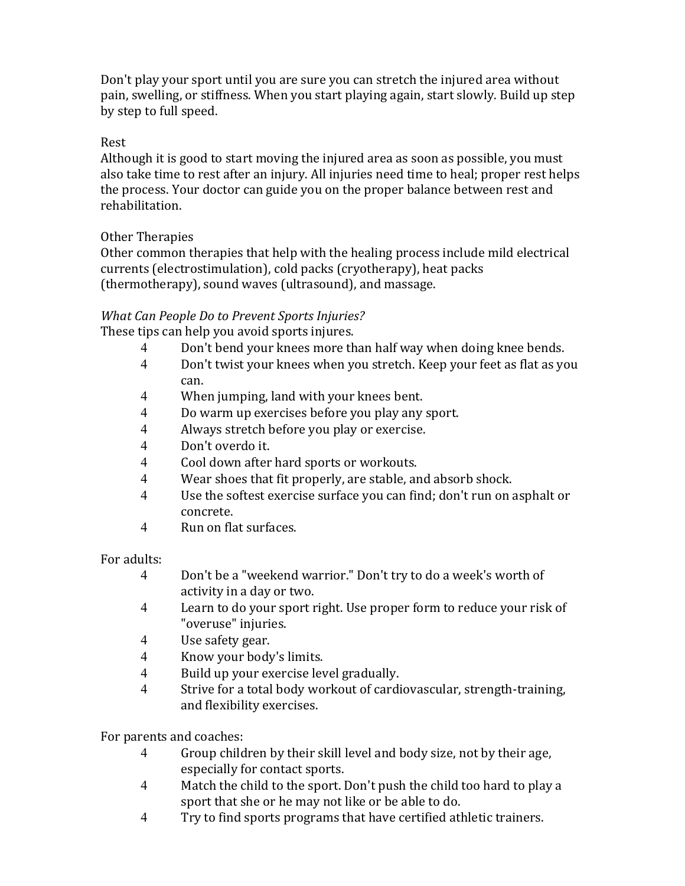Don't play your sport until you are sure you can stretch the injured area without pain, swelling, or stiffness. When you start playing again, start slowly. Build up step by step to full speed.

Rest

Although it is good to start moving the injured area as soon as possible, you must also take time to rest after an injury. All injuries need time to heal; proper rest helps the process. Your doctor can guide you on the proper balance between rest and rehabilitation.

Other Therapies

Other common therapies that help with the healing process include mild electrical currents (electrostimulation), cold packs (cryotherapy), heat packs (thermotherapy), sound waves (ultrasound), and massage.

*What Can People Do to Prevent Sports Injuries?*

These tips can help you avoid sports injures.

- Don't bend your knees more than half way when doing knee bends.
- Don't twist your knees when you stretch. Keep your feet as flat as you can.
- When jumping, land with your knees bent.
- Do warm up exercises before you play any sport.
- Always stretch before you play or exercise.
- Don't overdo it.
- Cool down after hard sports or workouts.
- Wear shoes that fit properly, are stable, and absorb shock.
- Use the softest exercise surface you can find; don't run on asphalt or concrete.
- Run on flat surfaces.

For adults:

- Don't be a "weekend warrior." Don't try to do a week's worth of activity in a day or two.
- Learn to do your sport right. Use proper form to reduce your risk of "overuse" injuries.
- Use safety gear.
- Know your body's limits.
- Build up your exercise level gradually.
- Strive for a total body workout of cardiovascular, strength-training, and flexibility exercises.

For parents and coaches:

- Group children by their skill level and body size, not by their age, especially for contact sports.
- Match the child to the sport. Don't push the child too hard to play a sport that she or he may not like or be able to do.
- Try to find sports programs that have certified athletic trainers.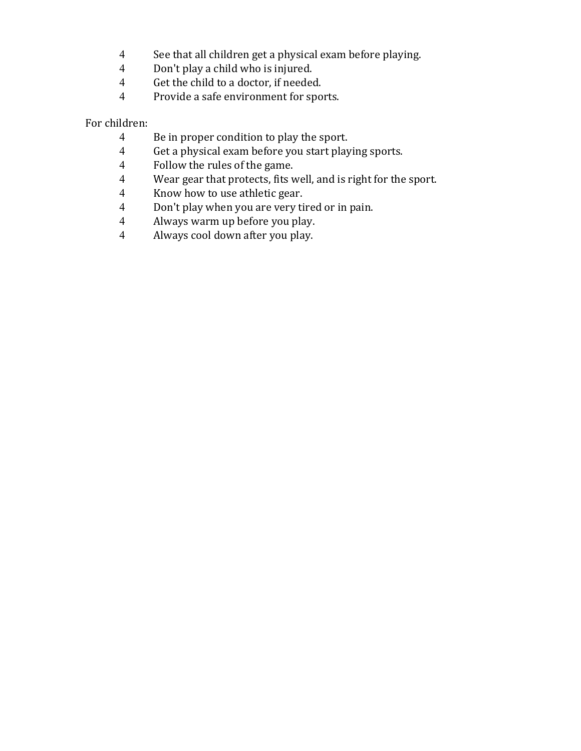4 See that all children get a physical exam before playing.
4 Don't play a child who is injured.
4 Get the child to a doctor, if needed.
4 Provide a safe environment for sports.

For children:

4 Be in proper condition to play the sport.
4 Get a physical exam before you start playing sports.
4 Follow the rules of the game.
4 Wear gear that protects, fits well, and is right for the sport.
4 Know how to use athletic gear.
4 Don't play when you are very tired or in pain.
4 Always warm up before you play.
4 Always cool down after you play.